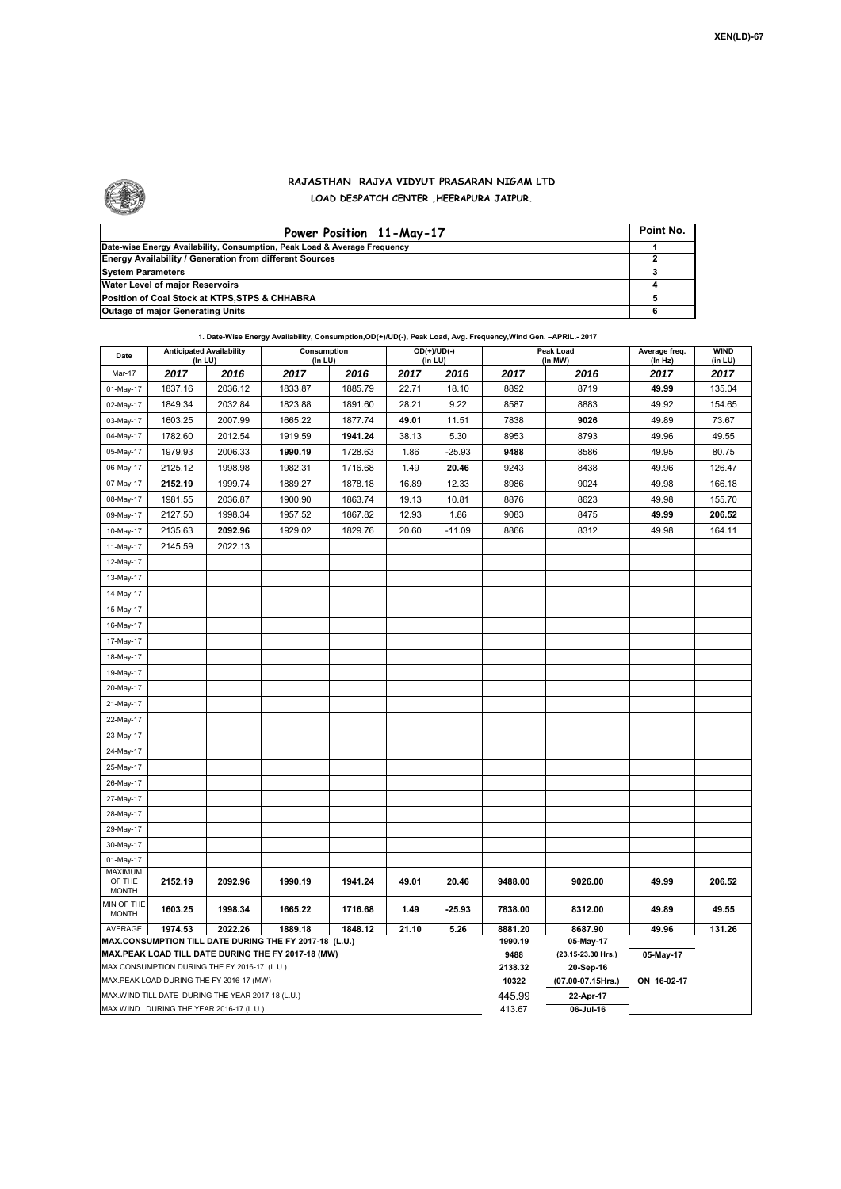XEN(LD)-67

# RAJASTHAN RAJYA VIDYUT PRASARAN NIGAM LTD

## LOAD DESPATCH CENTER ,HEERAPURA JAIPUR.

| Power Position 11-May-17 | Point No. |
|---|---|
| Date-wise Energy Availability, Consumption, Peak Load & Average Frequency | 1 |
| Energy Availability / Generation from different Sources | 2 |
| System Parameters | 3 |
| Water Level of major Reservoirs | 4 |
| Position of Coal Stock at KTPS,STPS & CHHABRA | 5 |
| Outage of major Generating Units | 6 |

**1. Date-Wise Energy Availability, Consumption,OD(+)/UD(-), Peak Load, Avg. Frequency,Wind Gen. –APRIL.- 2017**

| Date | Anticipated Availability (In LU) | | Consumption (In LU) | | OD(+)/UD(-) (In LU) | | Peak Load (In MW) | | Average freq. (In Hz) | WIND (in LU) |
|---|---|---|---|---|---|---|---|---|---|---|
| Mar-17 | 2017 | 2016 | 2017 | 2016 | 2017 | 2016 | 2017 | 2016 | 2017 | 2017 |
| 01-May-17 | 1837.16 | 2036.12 | 1833.87 | 1885.79 | 22.71 | 18.10 | 8892 | 8719 | **49.99** | 135.04 |
| 02-May-17 | 1849.34 | 2032.84 | 1823.88 | 1891.60 | 28.21 | 9.22 | 8587 | 8883 | 49.92 | 154.65 |
| 03-May-17 | 1603.25 | 2007.99 | 1665.22 | 1877.74 | **49.01** | 11.51 | 7838 | **9026** | 49.89 | 73.67 |
| 04-May-17 | 1782.60 | 2012.54 | 1919.59 | **1941.24** | 38.13 | 5.30 | 8953 | 8793 | 49.96 | 49.55 |
| 05-May-17 | 1979.93 | 2006.33 | **1990.19** | 1728.63 | 1.86 | -25.93 | **9488** | 8586 | 49.95 | 80.75 |
| 06-May-17 | 2125.12 | 1998.98 | 1982.31 | 1716.68 | 1.49 | **20.46** | 9243 | 8438 | 49.96 | 126.47 |
| 07-May-17 | **2152.19** | 1999.74 | 1889.27 | 1878.18 | 16.89 | 12.33 | 8986 | 9024 | 49.98 | 166.18 |
| 08-May-17 | 1981.55 | 2036.87 | 1900.90 | 1863.74 | 19.13 | 10.81 | 8876 | 8623 | 49.98 | 155.70 |
| 09-May-17 | 2127.50 | 1998.34 | 1957.52 | 1867.82 | 12.93 | 1.86 | 9083 | 8475 | **49.99** | **206.52** |
| 10-May-17 | 2135.63 | **2092.96** | 1929.02 | 1829.76 | 20.60 | -11.09 | 8866 | 8312 | 49.98 | 164.11 |
| 11-May-17 | 2145.59 | 2022.13 | | | | | | | | |
| 12-May-17 | | | | | | | | | | |
| 13-May-17 | | | | | | | | | | |
| 14-May-17 | | | | | | | | | | |
| 15-May-17 | | | | | | | | | | |
| 16-May-17 | | | | | | | | | | |
| 17-May-17 | | | | | | | | | | |
| 18-May-17 | | | | | | | | | | |
| 19-May-17 | | | | | | | | | | |
| 20-May-17 | | | | | | | | | | |
| 21-May-17 | | | | | | | | | | |
| 22-May-17 | | | | | | | | | | |
| 23-May-17 | | | | | | | | | | |
| 24-May-17 | | | | | | | | | | |
| 25-May-17 | | | | | | | | | | |
| 26-May-17 | | | | | | | | | | |
| 27-May-17 | | | | | | | | | | |
| 28-May-17 | | | | | | | | | | |
| 29-May-17 | | | | | | | | | | |
| 30-May-17 | | | | | | | | | | |
| 01-May-17 | | | | | | | | | | |
| MAXIMUM OF THE MONTH | 2152.19 | 2092.96 | 1990.19 | 1941.24 | 49.01 | 20.46 | 9488.00 | 9026.00 | 49.99 | 206.52 |
| MIN OF THE MONTH | 1603.25 | 1998.34 | 1665.22 | 1716.68 | 1.49 | -25.93 | 7838.00 | 8312.00 | 49.89 | 49.55 |
| AVERAGE | 1974.53 | 2022.26 | 1889.18 | 1848.12 | 21.10 | 5.26 | 8881.20 | 8687.90 | 49.96 | 131.26 |
| MAX.CONSUMPTION TILL DATE DURING THE FY 2017-18 (L.U.) | | | | | | | 1990.19 | 05-May-17 | | |
| MAX.PEAK LOAD TILL DATE DURING THE FY 2017-18 (MW) | | | | | | | 9488 | (23.15-23.30 Hrs.) | 05-May-17 | |
| MAX.CONSUMPTION DURING THE FY 2016-17 (L.U.) | | | | | | | 2138.32 | 20-Sep-16 | | |
| MAX.PEAK LOAD DURING THE FY 2016-17 (MW) | | | | | | | 10322 | (07.00-07.15Hrs.) | ON 16-02-17 | |
| MAX.WIND TILL DATE DURING THE YEAR 2017-18 (L.U.) | | | | | | | 445.99 | 22-Apr-17 | | |
| MAX.WIND DURING THE YEAR 2016-17 (L.U.) | | | | | | | 413.67 | 06-Jul-16 | | |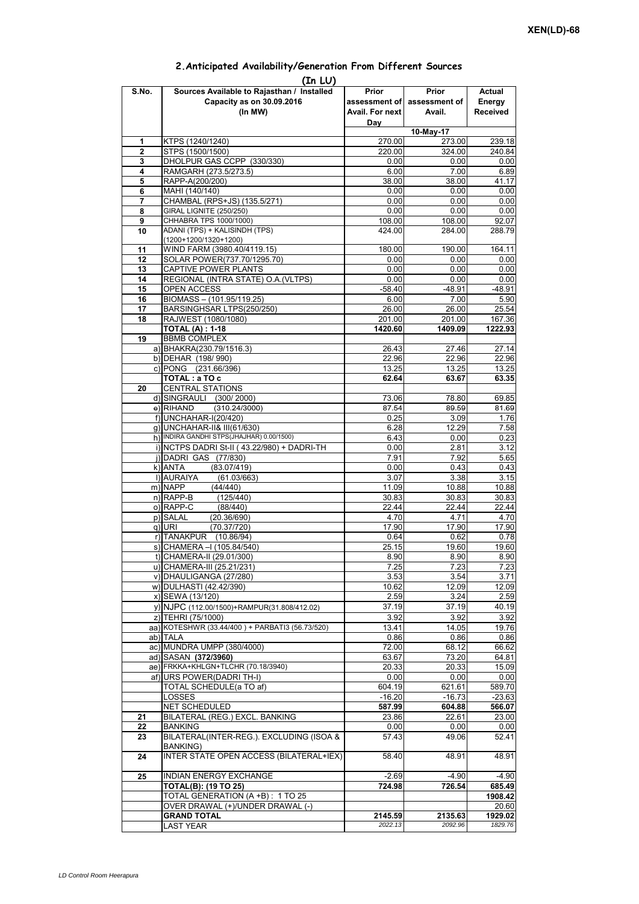XEN(LD)-68

## 2.Anticipated Availability/Generation From Different Sources

(In LU)

| S.No. | Sources Available to Rajasthan / Installed Capacity as on 30.09.2016 (In MW) | Prior assessment of Avail. For next Day | Prior assessment of Avail. | Actual Energy Received |
|---|---|---|---|---|
| | | | 10-May-17 | |
| 1 | KTPS (1240/1240) | 270.00 | 273.00 | 239.18 |
| 2 | STPS (1500/1500) | 220.00 | 324.00 | 240.84 |
| 3 | DHOLPUR GAS CCPP (330/330) | 0.00 | 0.00 | 0.00 |
| 4 | RAMGARH (273.5/273.5) | 6.00 | 7.00 | 6.89 |
| 5 | RAPP-A(200/200) | 38.00 | 38.00 | 41.17 |
| 6 | MAHI (140/140) | 0.00 | 0.00 | 0.00 |
| 7 | CHAMBAL (RPS+JS) (135.5/271) | 0.00 | 0.00 | 0.00 |
| 8 | GIRAL LIGNITE (250/250) | 0.00 | 0.00 | 0.00 |
| 9 | CHHABRA TPS 1000/1000) | 108.00 | 108.00 | 92.07 |
| 10 | ADANI (TPS) + KALISINDH (TPS) (1200+1200/1320+1200) | 424.00 | 284.00 | 288.79 |
| 11 | WIND FARM (3980.40/4119.15) | 180.00 | 190.00 | 164.11 |
| 12 | SOLAR POWER(737.70/1295.70) | 0.00 | 0.00 | 0.00 |
| 13 | CAPTIVE POWER PLANTS | 0.00 | 0.00 | 0.00 |
| 14 | REGIONAL (INTRA STATE) O.A.(VLTPS) | 0.00 | 0.00 | 0.00 |
| 15 | OPEN ACCESS | -58.40 | -48.91 | -48.91 |
| 16 | BIOMASS – (101.95/119.25) | 6.00 | 7.00 | 5.90 |
| 17 | BARSINGHSAR LTPS(250/250) | 26.00 | 26.00 | 25.54 |
| 18 | RAJWEST (1080/1080) | 201.00 | 201.00 | 167.36 |
| | **TOTAL (A) : 1-18** | **1420.60** | **1409.09** | **1222.93** |
| 19 | BBMB COMPLEX | | | |
| | a) BHAKRA(230.79/1516.3) | 26.43 | 27.46 | 27.14 |
| | b) DEHAR (198/ 990) | 22.96 | 22.96 | 22.96 |
| | c) PONG (231.66/396) | 13.25 | 13.25 | 13.25 |
| | **TOTAL : a TO c** | **62.64** | **63.67** | **63.35** |
| 20 | CENTRAL STATIONS | | | |
| | d) SINGRAULI (300/ 2000) | 73.06 | 78.80 | 69.85 |
| | e) RIHAND (310.24/3000) | 87.54 | 89.59 | 81.69 |
| | f) UNCHAHAR-I(20/420) | 0.25 | 3.09 | 1.76 |
| | g) UNCHAHAR-II& III(61/630) | 6.28 | 12.29 | 7.58 |
| | h) INDIRA GANDHI STPS(JHAJHAR) 0.00/1500) | 6.43 | 0.00 | 0.23 |
| | i) NCTPS DADRI St-II ( 43.22/980) + DADRI-TH | 0.00 | 2.81 | 3.12 |
| | j) DADRI GAS (77/830) | 7.91 | 7.92 | 5.65 |
| | k) ANTA (83.07/419) | 0.00 | 0.43 | 0.43 |
| | l) AURAIYA (61.03/663) | 3.07 | 3.38 | 3.15 |
| | m) NAPP (44/440) | 11.09 | 10.88 | 10.88 |
| | n) RAPP-B (125/440) | 30.83 | 30.83 | 30.83 |
| | o) RAPP-C (88/440) | 22.44 | 22.44 | 22.44 |
| | p) SALAL (20.36/690) | 4.70 | 4.71 | 4.70 |
| | q) URI (70.37/720) | 17.90 | 17.90 | 17.90 |
| | r) TANAKPUR (10.86/94) | 0.64 | 0.62 | 0.78 |
| | s) CHAMERA –I (105.84/540) | 25.15 | 19.60 | 19.60 |
| | t) CHAMERA-II (29.01/300) | 8.90 | 8.90 | 8.90 |
| | u) CHAMERA-III (25.21/231) | 7.25 | 7.23 | 7.23 |
| | v) DHAULIGANGA (27/280) | 3.53 | 3.54 | 3.71 |
| | w) DULHASTI (42.42/390) | 10.62 | 12.09 | 12.09 |
| | x) SEWA (13/120) | 2.59 | 3.24 | 2.59 |
| | y) NJPC (112.00/1500)+RAMPUR(31.808/412.02) | 37.19 | 37.19 | 40.19 |
| | z) TEHRI (75/1000) | 3.92 | 3.92 | 3.92 |
| | aa) KOTESHWR (33.44/400 ) + PARBATI3 (56.73/520) | 13.41 | 14.05 | 19.76 |
| | ab) TALA | 0.86 | 0.86 | 0.86 |
| | ac) MUNDRA UMPP (380/4000) | 72.00 | 68.12 | 66.62 |
| | ad) SASAN **(372/3960)** | 63.67 | 73.20 | 64.81 |
| | ae) FRKKA+KHLGN+TLCHR (70.18/3940) | 20.33 | 20.33 | 15.09 |
| | af) URS POWER(DADRI TH-I) | 0.00 | 0.00 | 0.00 |
| | TOTAL SCHEDULE(a TO af) | 604.19 | 621.61 | 589.70 |
| | LOSSES | -16.20 | -16.73 | -23.63 |
| | NET SCHEDULED | **587.99** | **604.88** | **566.07** |
| 21 | BILATERAL (REG.) EXCL. BANKING | 23.86 | 22.61 | 23.00 |
| 22 | BANKING | 0.00 | 0.00 | 0.00 |
| 23 | BILATERAL(INTER-REG.). EXCLUDING (ISOA & BANKING) | 57.43 | 49.06 | 52.41 |
| 24 | INTER STATE OPEN ACCESS (BILATERAL+IEX) | 58.40 | 48.91 | 48.91 |
| 25 | INDIAN ENERGY EXCHANGE | -2.69 | -4.90 | -4.90 |
| | **TOTAL(B): (19 TO 25)** | **724.98** | **726.54** | **685.49** |
| | TOTAL GENERATION (A +B) : 1 TO 25 | | | **1908.42** |
| | OVER DRAWAL (+)/UNDER DRAWAL (-) | | | 20.60 |
| | **GRAND TOTAL** | **2145.59** | **2135.63** | **1929.02** |
| | LAST YEAR | *2022.13* | *2092.96* | *1829.76* |

*LD Control Room Heerapura*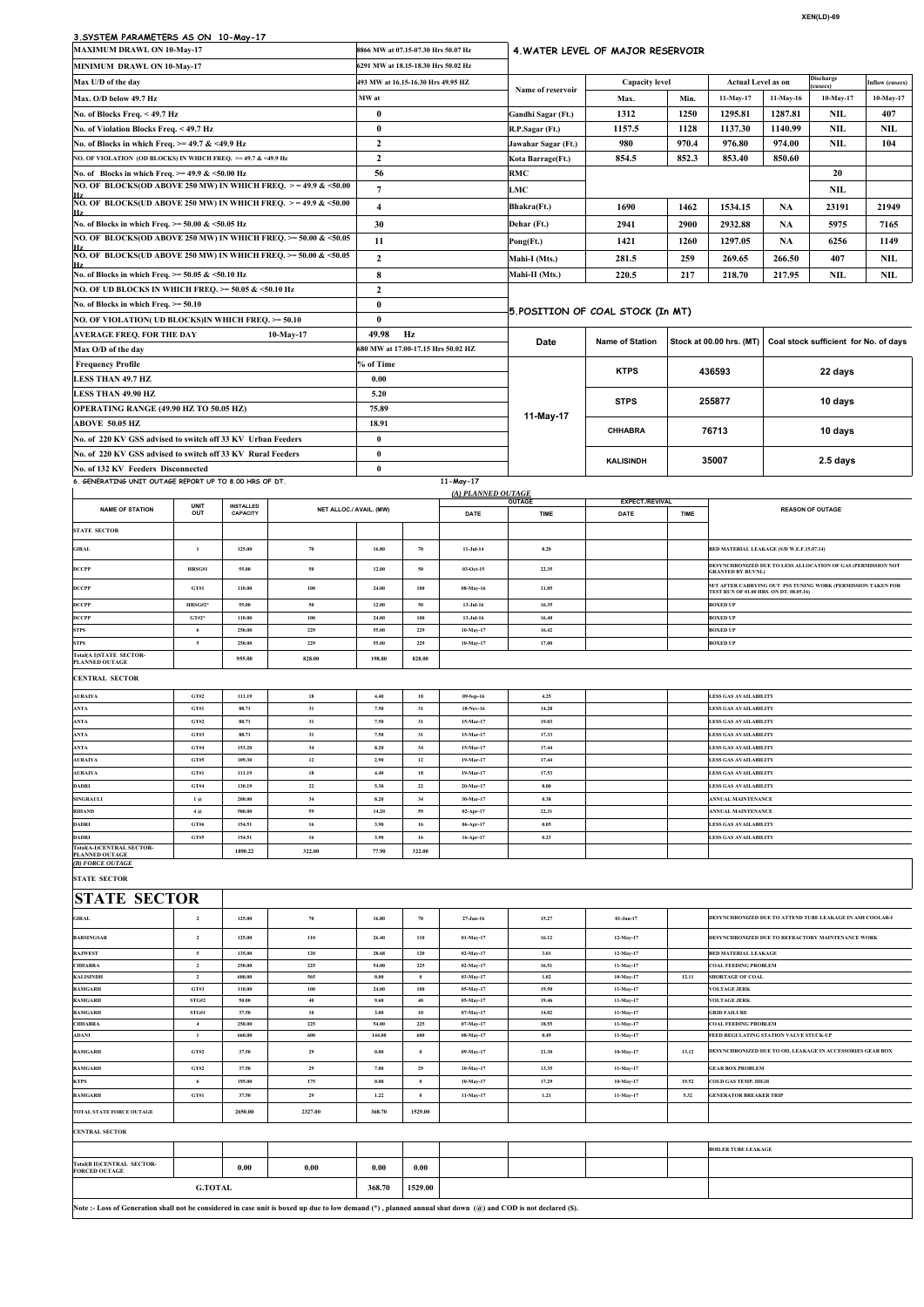XEN(LD)-69

### 3.SYSTEM PARAMETERS AS ON 10-May-17

| | |
|---|---|
| MAXIMUM DRAWL ON 10-May-17 | 8866 MW at 07.15-07.30 Hrs 50.07 Hz |
| MINIMUM DRAWL ON 10-May-17 | 6291 MW at 18.15-18.30 Hrs 50.02 Hz |
| Max U/D of the day | 493 MW at 16.15-16.30 Hrs 49.95 HZ |
| Max. O/D below 49.7 Hz | MW at |
| No. of Blocks Freq. < 49.7 Hz | 0 |
| No. of Violation Blocks Freq. < 49.7 Hz | 0 |
| No. of Blocks in which Freq. >= 49.7 & <49.9 Hz | 2 |
| NO. OF VIOLATION (OD BLOCKS) IN WHICH FREQ. >= 49.7 & <49.9 Hz | 2 |
| No. of Blocks in which Freq. >= 49.9 & <50.00 Hz | 56 |
| NO. OF BLOCKS(OD ABOVE 250 MW) IN WHICH FREQ. > = 49.9 & <50.00 Hz | 7 |
| NO. OF BLOCKS(UD ABOVE 250 MW) IN WHICH FREQ. > = 49.9 & <50.00 Hz | 4 |
| No. of Blocks in which Freq. >= 50.00 & <50.05 Hz | 30 |
| NO. OF BLOCKS(OD ABOVE 250 MW) IN WHICH FREQ. >= 50.00 & <50.05 Hz | 11 |
| NO. OF BLOCKS(UD ABOVE 250 MW) IN WHICH FREQ. >= 50.00 & <50.05 Hz | 2 |
| No. of Blocks in which Freq. >= 50.05 & <50.10 Hz | 8 |
| NO. OF UD BLOCKS IN WHICH FREQ. >= 50.05 & <50.10 Hz | 2 |
| No. of Blocks in which Freq. >= 50.10 | 0 |
| NO. OF VIOLATION( UD BLOCKS)IN WHICH FREQ. >= 50.10 | 0 |
| AVERAGE FREQ. FOR THE DAY 10-May-17 | 49.98 Hz |
| Max O/D of the day | 680 MW at 17.00-17.15 Hrs 50.02 HZ |
| Frequency Profile | % of Time |
| LESS THAN 49.7 HZ | 0.00 |
| LESS THAN 49.90 HZ | 5.20 |
| OPERATING RANGE (49.90 HZ TO 50.05 HZ) | 75.89 |
| ABOVE 50.05 HZ | 18.91 |
| No. of 220 KV GSS advised to switch off 33 KV Urban Feeders | 0 |
| No. of 220 KV GSS advised to switch off 33 KV Rural Feeders | 0 |
| No. of 132 KV Feeders Disconnected | 0 |

### 4.WATER LEVEL OF MAJOR RESERVOIR

| Name of reservoir | Capacity level Max. | Capacity level Min. | Actual Level as on 11-May-17 | Actual Level as on 11-May-16 | Discharge (cusecs) 10-May-17 | Inflow (cusecs) 10-May-17 |
|---|---|---|---|---|---|---|
| Gandhi Sagar (Ft.) | 1312 | 1250 | 1295.81 | 1287.81 | NIL | 407 |
| R.P.Sagar (Ft.) | 1157.5 | 1128 | 1137.30 | 1140.99 | NIL | NIL |
| Jawahar Sagar (Ft.) | 980 | 970.4 | 976.80 | 974.00 | NIL | 104 |
| Kota Barrage(Ft.) | 854.5 | 852.3 | 853.40 | 850.60 | | |
| RMC | | | | | 20 | |
| LMC | | | | | NIL | |
| Bhakra(Ft.) | 1690 | 1462 | 1534.15 | NA | 23191 | 21949 |
| Dehar (Ft.) | 2941 | 2900 | 2932.88 | NA | 5975 | 7165 |
| Pong(Ft.) | 1421 | 1260 | 1297.05 | NA | 6256 | 1149 |
| Mahi-I (Mts.) | 281.5 | 259 | 269.65 | 266.50 | 407 | NIL |
| Mahi-II (Mts.) | 220.5 | 217 | 218.70 | 217.95 | NIL | NIL |

### 5.POSITION OF COAL STOCK (In MT)

| Date | Name of Station | Stock at 00.00 hrs. (MT) | Coal stock sufficient for No. of days |
|---|---|---|---|
| 11-May-17 | KTPS | 436593 | 22 days |
| | STPS | 255877 | 10 days |
| | CHHABRA | 76713 | 10 days |
| | KALISINDH | 35007 | 2.5 days |

### 6. GENERATING UNIT OUTAGE REPORT UP TO 8.00 HRS OF DT. 11-May-17

**(A) PLANNED OUTAGE**

| NAME OF STATION | UNIT OUT | INSTALLED CAPACITY | NET ALLOC./ AVAIL. (MW) | | | OUTAGE DATE | OUTAGE TIME | EXPECT./REVIVAL DATE | EXPECT./REVIVAL TIME | REASON OF OUTAGE |
|---|---|---|---|---|---|---|---|---|---|---|
| **STATE SECTOR** | | | | | | | | | | |
| GIRAL | 1 | 125.00 | 70 | 16.80 | 70 | 11-Jul-14 | 8.20 | | | BED MATERIAL LEAKAGE (S/D W.E.F.15.07.14) |
| DCCPP | HRSG#1 | 55.00 | 50 | 12.00 | 50 | 03-Oct-15 | 22.35 | | | DESYNCHRONIZED DUE TO LESS ALLOCATION OF GAS (PERMISSION NOT GRANTED BY RUVNL) |
| DCCPP | GT#1 | 110.00 | 100 | 24.00 | 100 | 08-May-16 | 11.05 | | | NUT AFTER CARRYING OUT PSS TUNING WORK (PERMISSION TAKEN FOR TEST RUN OF 01.00 HRS. ON DT. 08.05.16) |
| DCCPP | HRSG#2* | 55.00 | 50 | 12.00 | 50 | 13-Jul-16 | 16.35 | | | BOXED UP |
| DCCPP | GT#2* | 110.00 | 100 | 24.00 | 100 | 13-Jul-16 | 16.40 | | | BOXED UP |
| STPS | 6 | 250.00 | 229 | 55.00 | 229 | 10-May-17 | 16.42 | | | BOXED UP |
| STPS | 5 | 250.00 | 229 | 55.00 | 229 | 10-May-17 | 17.00 | | | BOXED UP |
| Total(A I)STATE SECTOR-PLANNED OUTAGE | | 955.00 | 828.00 | 198.80 | 828.00 | | | | | |
| **CENTRAL SECTOR** | | | | | | | | | | |
| AURAIYA | GT#2 | 111.19 | 18 | 4.40 | 18 | 09-Sep-16 | 4.25 | | | LESS GAS AVAILABILITY |
| ANTA | GT#1 | 88.71 | 31 | 7.50 | 31 | 18-Nov-16 | 14.28 | | | LESS GAS AVAILABILITY |
| ANTA | GT#2 | 88.71 | 31 | 7.50 | 31 | 15-Mar-17 | 19.03 | | | LESS GAS AVAILABILITY |
| ANTA | GT#3 | 88.71 | 31 | 7.50 | 31 | 15-Mar-17 | 17.33 | | | LESS GAS AVAILABILITY |
| ANTA | GT#4 | 153.20 | 34 | 8.20 | 34 | 15-Mar-17 | 17.44 | | | LESS GAS AVAILABILITY |
| AURAIYA | GT#5 | 109.30 | 12 | 2.90 | 12 | 19-Mar-17 | 17.44 | | | LESS GAS AVAILABILITY |
| AURAIYA | GT#1 | 111.19 | 18 | 4.40 | 18 | 19-Mar-17 | 17.53 | | | LESS GAS AVAILABILITY |
| DADRI | GT#4 | 130.19 | 22 | 5.30 | 22 | 20-Mar-17 | 8.00 | | | LESS GAS AVAILABILITY |
| SINGRAULI | 1 @ | 200.00 | 34 | 8.20 | 34 | 30-Mar-17 | 0.38 | | | ANNUAL MAINTENANCE |
| RIHAND | 4 @ | 500.00 | 59 | 14.20 | 59 | 02-Apr-17 | 22.31 | | | ANNUAL MAINTENANCE |
| DADRI | GT#6 | 154.51 | 16 | 3.90 | 16 | 06-Apr-17 | 0.05 | | | LESS GAS AVAILABILITY |
| DADRI | GT#5 | 154.51 | 16 | 3.90 | 16 | 16-Apr-17 | 0.23 | | | LESS GAS AVAILABILITY |
| Total(A-I)CENTRAL SECTOR-PLANNED OUTAGE | | 1890.22 | 322.00 | 77.90 | 322.00 | | | | | |

**(B) FORCE OUTAGE**

**STATE SECTOR**

| NAME OF STATION | UNIT OUT | INSTALLED CAPACITY | NET ALLOC./ AVAIL. (MW) | | | OUTAGE DATE | OUTAGE TIME | EXPECT./REVIVAL DATE | EXPECT./REVIVAL TIME | REASON OF OUTAGE |
|---|---|---|---|---|---|---|---|---|---|---|
| **STATE SECTOR** | | | | | | | | | | |
| GIRAL | 2 | 125.00 | 70 | 16.80 | 70 | 27-Jan-16 | 15.27 | 01-Jun-17 | | DESYNCHRONIZED DUE TO ATTEND TUBE LEAKAGE IN ASH COOLAR-I |
| BARSINGSAR | 2 | 125.00 | 110 | 26.40 | 110 | 01-May-17 | 16.12 | 12-May-17 | | DESYNCHRONIZED DUE TO REFRACTORY MAINTENANCE WORK |
| RAJWEST | 5 | 135.00 | 120 | 28.68 | 120 | 02-May-17 | 3.01 | 12-May-17 | | BED MATERIAL LEAKAGE |
| CHHABRA | 2 | 250.00 | 225 | 54.00 | 225 | 02-May-17 | 16.51 | 11-May-17 | | COAL FEEDING PROBLEM |
| KALISINDH | 2 | 600.00 | 565 | 0.00 | 0 | 03-May-17 | 1.02 | 10-May-17 | 12.11 | SHORTAGE OF COAL |
| RAMGARH | GT#3 | 110.00 | 100 | 24.00 | 100 | 05-May-17 | 19.50 | 11-May-17 | | VOLTAGE JERK |
| RAMGARH | STG#2 | 50.00 | 40 | 9.60 | 40 | 05-May-17 | 19.46 | 11-May-17 | | VOLTAGE JERK |
| RAMGARH | STG#1 | 37.50 | 10 | 3.00 | 10 | 07-May-17 | 14.02 | 11-May-17 | | GRID FAILURE |
| CHHABRA | 4 | 250.00 | 225 | 54.00 | 225 | 07-May-17 | 18.55 | 11-May-17 | | COAL FEEDING PROBLEM |
| ADANI | 1 | 660.00 | 600 | 144.00 | 600 | 08-May-17 | 0.49 | 11-May-17 | | FEED REGULATING STATION VALVE STUCK-UP |
| RAMGARH | GT#2 | 37.50 | 29 | 0.00 | 0 | 09-May-17 | 21.30 | 10-May-17 | 13.12 | DESYNCHRONIZED DUE TO OIL LEAKAGE IN ACCESSORIES GEAR BOX |
| RAMGARH | GT#2 | 37.50 | 29 | 7.00 | 29 | 10-May-17 | 13.35 | 11-May-17 | | GEAR BOX PROBLEM |
| KTPS | 6 | 195.00 | 175 | 0.00 | 0 | 10-May-17 | 17.29 | 10-May-17 | 19.52 | COLD GAS TEMP. HIGH |
| RAMGARH | GT#1 | 37.50 | 29 | 1.22 | 0 | 11-May-17 | 1.21 | 11-May-17 | 5.32 | GENERATOR BREAKER TRIP |
| TOTAL STATE FORCE OUTAGE | | 2650.00 | 2327.00 | 368.70 | 1529.00 | | | | | |
| **CENTRAL SECTOR** | | | | | | | | | | |
| | | | | | | | | | | BOILER TUBE LEAKAGE |
| Total(B II)CENTRAL SECTOR-FORCED OUTAGE | | 0.00 | 0.00 | 0.00 | 0.00 | | | | | |
| G.TOTAL | | | | 368.70 | 1529.00 | | | | | |

Note :- Loss of Generation shall not be considered in case unit is boxed up due to low demand (*) , planned annual shut down (@) and COD is not declared ($).